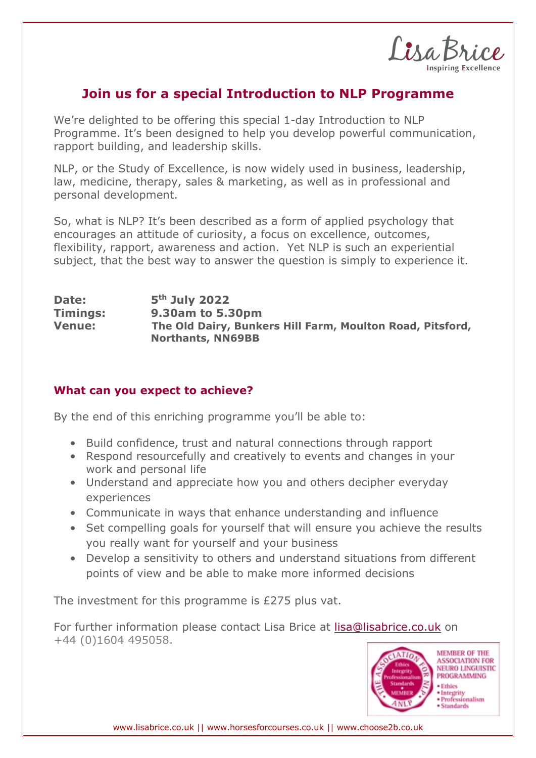Lisa Brice
Inspiring Excellence

# Join us for a special Introduction to NLP Programme

We're delighted to be offering this special 1-day Introduction to NLP Programme. It's been designed to help you develop powerful communication, rapport building, and leadership skills.

NLP, or the Study of Excellence, is now widely used in business, leadership, law, medicine, therapy, sales & marketing, as well as in professional and personal development.

So, what is NLP? It's been described as a form of applied psychology that encourages an attitude of curiosity, a focus on excellence, outcomes, flexibility, rapport, awareness and action. Yet NLP is such an experiential subject, that the best way to answer the question is simply to experience it.

**Date:** **5th July 2022**
**Timings:** **9.30am to 5.30pm**
**Venue:** **The Old Dairy, Bunkers Hill Farm, Moulton Road, Pitsford, Northants, NN69BB**

## What can you expect to achieve?

By the end of this enriching programme you'll be able to:

- Build confidence, trust and natural connections through rapport
- Respond resourcefully and creatively to events and changes in your work and personal life
- Understand and appreciate how you and others decipher everyday experiences
- Communicate in ways that enhance understanding and influence
- Set compelling goals for yourself that will ensure you achieve the results you really want for yourself and your business
- Develop a sensitivity to others and understand situations from different points of view and be able to make more informed decisions

The investment for this programme is £275 plus vat.

For further information please contact Lisa Brice at lisa@lisabrice.co.uk on +44 (0)1604 495058.

MEMBER OF THE ASSOCIATION FOR NEURO LINGUISTIC PROGRAMMING
- Ethics
- Integrity
- Professionalism
- Standards

www.lisabrice.co.uk || www.horsesforcourses.co.uk || www.choose2b.co.uk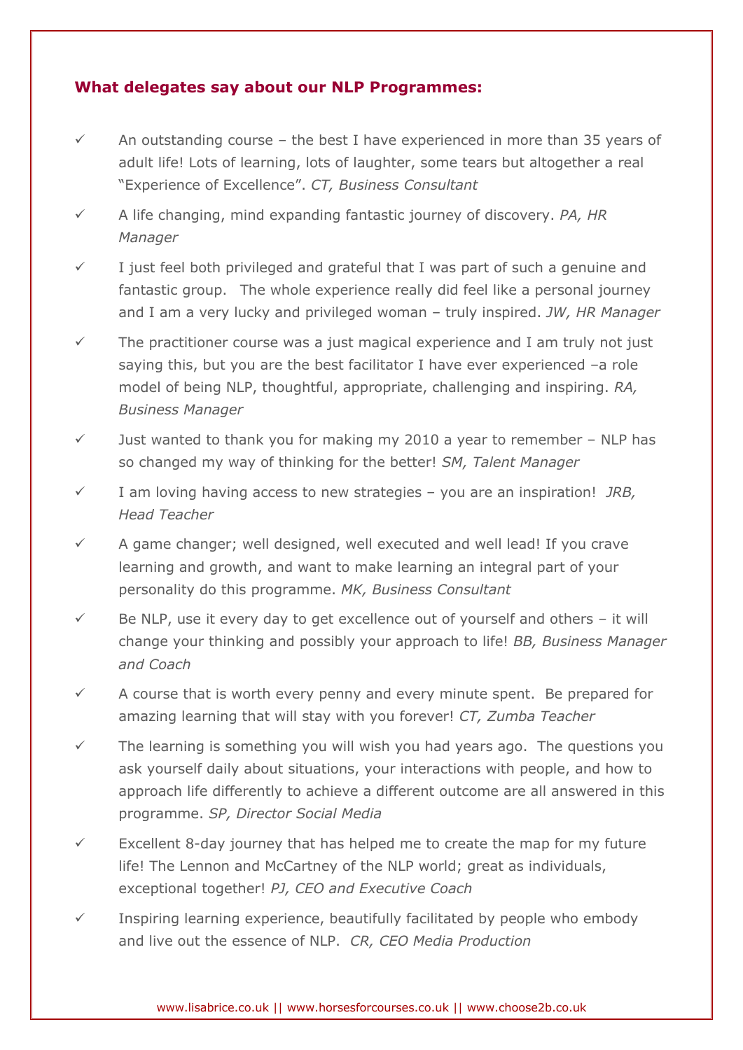## What delegates say about our NLP Programmes:

- ✓ An outstanding course – the best I have experienced in more than 35 years of adult life! Lots of learning, lots of laughter, some tears but altogether a real "Experience of Excellence". *CT, Business Consultant*
- ✓ A life changing, mind expanding fantastic journey of discovery. *PA, HR Manager*
- ✓ I just feel both privileged and grateful that I was part of such a genuine and fantastic group. The whole experience really did feel like a personal journey and I am a very lucky and privileged woman – truly inspired. *JW, HR Manager*
- ✓ The practitioner course was a just magical experience and I am truly not just saying this, but you are the best facilitator I have ever experienced –a role model of being NLP, thoughtful, appropriate, challenging and inspiring. *RA, Business Manager*
- ✓ Just wanted to thank you for making my 2010 a year to remember – NLP has so changed my way of thinking for the better! *SM, Talent Manager*
- ✓ I am loving having access to new strategies – you are an inspiration! *JRB, Head Teacher*
- ✓ A game changer; well designed, well executed and well lead! If you crave learning and growth, and want to make learning an integral part of your personality do this programme. *MK, Business Consultant*
- ✓ Be NLP, use it every day to get excellence out of yourself and others – it will change your thinking and possibly your approach to life! *BB, Business Manager and Coach*
- ✓ A course that is worth every penny and every minute spent. Be prepared for amazing learning that will stay with you forever! *CT, Zumba Teacher*
- ✓ The learning is something you will wish you had years ago. The questions you ask yourself daily about situations, your interactions with people, and how to approach life differently to achieve a different outcome are all answered in this programme. *SP, Director Social Media*
- ✓ Excellent 8-day journey that has helped me to create the map for my future life! The Lennon and McCartney of the NLP world; great as individuals, exceptional together! *PJ, CEO and Executive Coach*
- ✓ Inspiring learning experience, beautifully facilitated by people who embody and live out the essence of NLP. *CR, CEO Media Production*

www.lisabrice.co.uk || www.horsesforcourses.co.uk || www.choose2b.co.uk